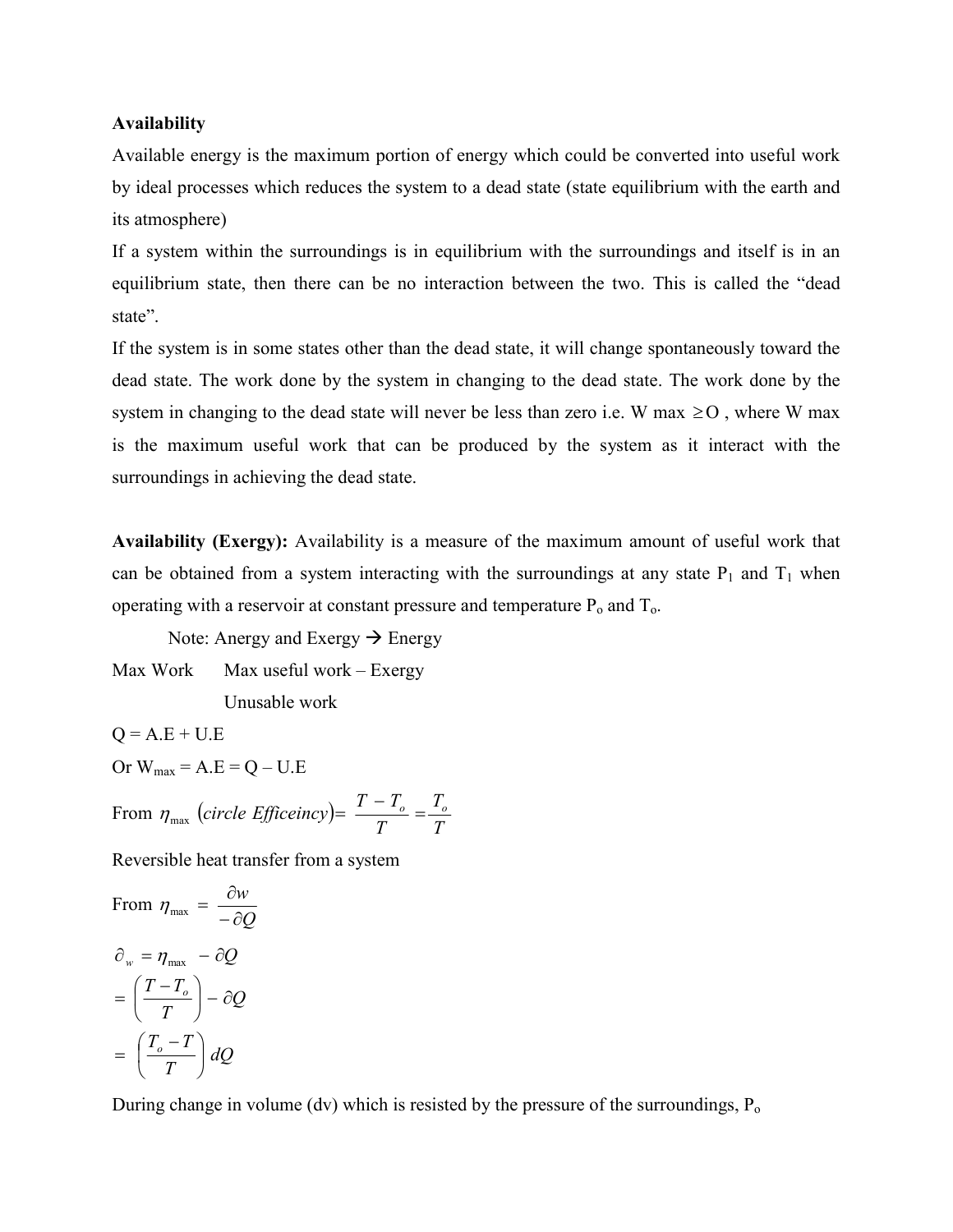**Availability**

Available energy is the maximum portion of energy which could be converted into useful work by ideal processes which reduces the system to a dead state (state equilibrium with the earth and its atmosphere)

If a system within the surroundings is in equilibrium with the surroundings and itself is in an equilibrium state, then there can be no interaction between the two. This is called the "dead state".

If the system is in some states other than the dead state, it will change spontaneously toward the dead state. The work done by the system in changing to the dead state. The work done by the system in changing to the dead state will never be less than zero i.e. $W$ max $\geq O$ , where $W$ max is the maximum useful work that can be produced by the system as it interact with the surroundings in achieving the dead state.

**Availability (Exergy):** Availability is a measure of the maximum amount of useful work that can be obtained from a system interacting with the surroundings at any state $P_1$ and $T_1$ when operating with a reservoir at constant pressure and temperature $P_o$ and $T_o$.

Note: Anergy and Exergy → Energy

Max Work     Max useful work – Exergy

Unusable work

Q = A.E + U.E

Or $W_{max}$ = A.E = Q – U.E

From $\eta_{\max}$ $(circle\ Efficeincy) = \dfrac{T - T_o}{T} = \dfrac{T_o}{T}$

Reversible heat transfer from a system

From $\eta_{\max} = \dfrac{\partial w}{-\partial Q}$

$$\partial_w = \eta_{\max} \ - \partial Q$$

$$= \left(\frac{T - T_o}{T}\right) - \partial Q$$

$$= \left(\frac{T_o - T}{T}\right) dQ$$

During change in volume (dv) which is resisted by the pressure of the surroundings, $P_o$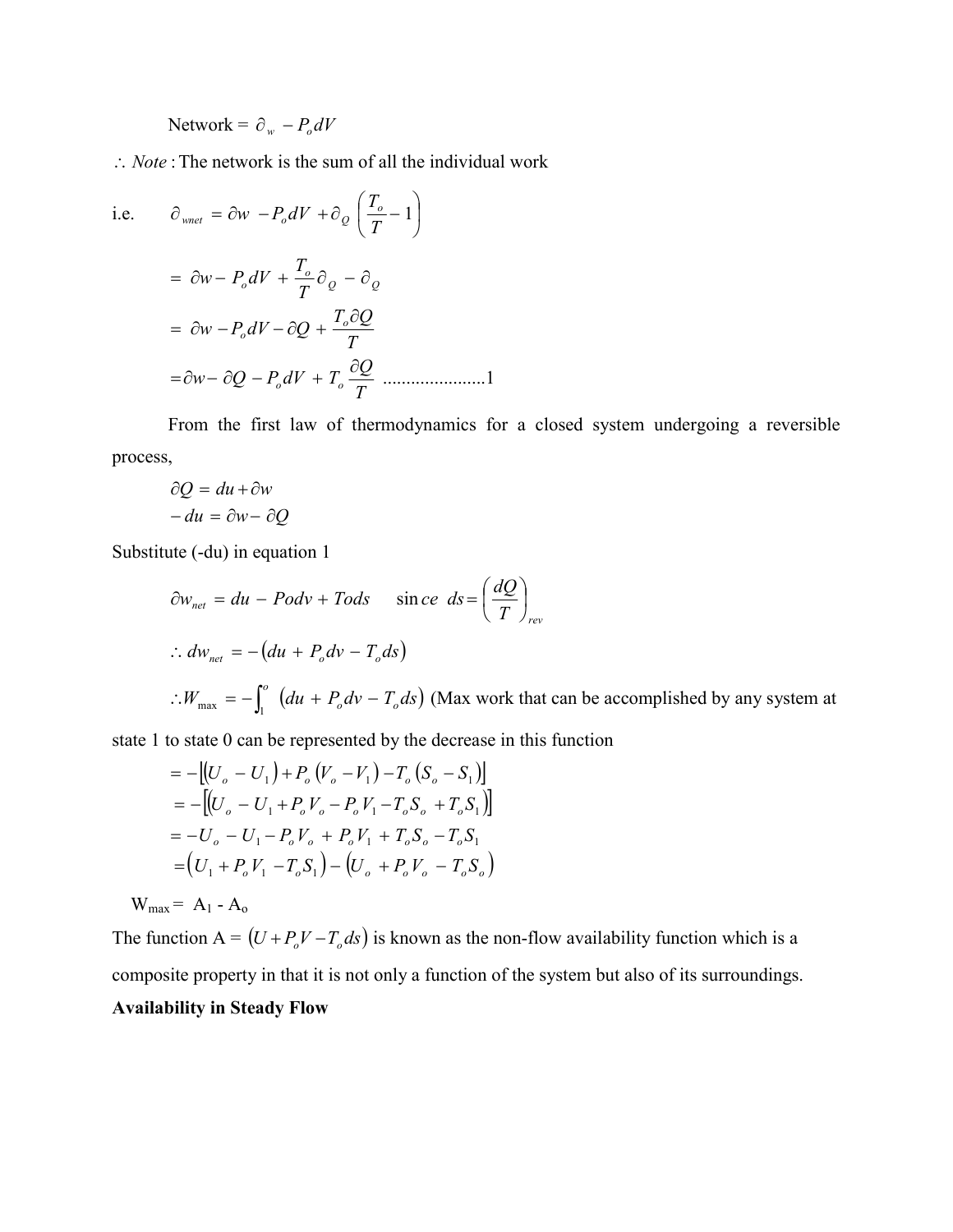Network = $\partial_w - P_o dV$

$\therefore$ *Note* : The network is the sum of all the individual work

i.e. $$\partial_{wnet} = \partial w - P_o dV + \partial_Q \left( \frac{T_o}{T} - 1 \right)$$

$$= \partial w - P_o dV + \frac{T_o}{T} \partial_Q - \partial_Q$$

$$= \partial w - P_o dV - \partial Q + \frac{T_o \partial Q}{T}$$

$$= \partial w - \partial Q - P_o dV + T_o \frac{\partial Q}{T} \quad \text{......................1}$$

From the first law of thermodynamics for a closed system undergoing a reversible process,

$$\partial Q = du + \partial w$$

$$- du = \partial w - \partial Q$$

Substitute (-du) in equation 1

$$\partial w_{net} = du - Podv + Tods \qquad \sin ce \ \ ds = \left( \frac{dQ}{T} \right)_{rev}$$

$$\therefore dw_{net} = -\left( du + P_o dv - T_o ds \right)$$

$\therefore W_{\max} = -\int_1^o \left( du + P_o dv - T_o ds \right)$ (Max work that can be accomplished by any system at state 1 to state 0 can be represented by the decrease in this function

$$= -\left[ \left( U_o - U_1 \right) + P_o \left( V_o - V_1 \right) - T_o \left( S_o - S_1 \right) \right]$$

$$= -\left[ \left( U_o - U_1 + P_o V_o - P_o V_1 - T_o S_o + T_o S_1 \right) \right]$$

$$= -U_o - U_1 - P_o V_o + P_o V_1 + T_o S_o - T_o S_1$$

$$= \left( U_1 + P_o V_1 - T_o S_1 \right) - \left( U_o + P_o V_o - T_o S_o \right)$$

$W_{\max} = A_1 - A_o$

The function A = $\left( U + P_o V - T_o ds \right)$ is known as the non-flow availability function which is a composite property in that it is not only a function of the system but also of its surroundings.

**Availability in Steady Flow**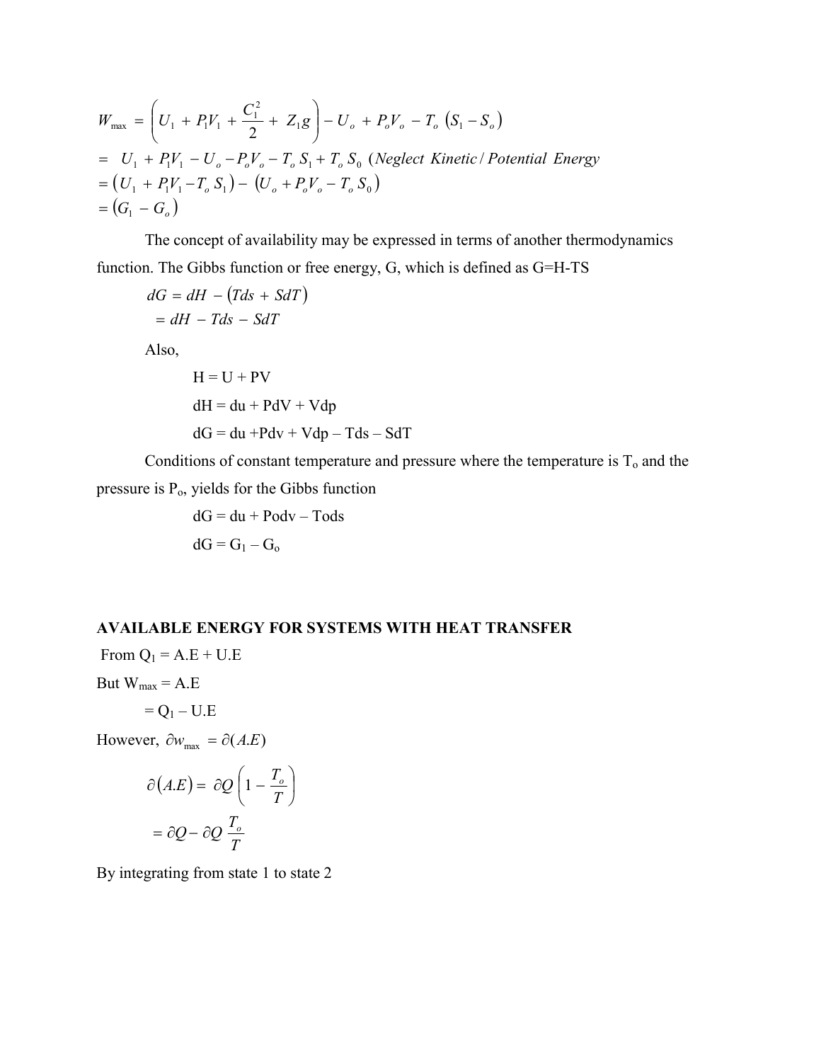$$W_{\max} = \left(U_1 + P_1V_1 + \frac{C_1^2}{2} + Z_1 g\right) - U_o + P_oV_o - T_o\,(S_1 - S_o)$$

$$= \; U_1 + P_1V_1 - U_o - P_oV_o - T_o\,S_1 + T_o\,S_0 \;\; (Neglect\ Kinetic/Potential\ Energy$$

$$= (U_1 + P_1V_1 - T_o\,S_1) - (U_o + P_oV_o - T_o\,S_0)$$

$$= (G_1 - G_o)$$

The concept of availability may be expressed in terms of another thermodynamics function. The Gibbs function or free energy, G, which is defined as G=H-TS

$$dG = dH - (Tds + SdT)$$

$$= dH - Tds - SdT$$

Also,

$$H = U + PV$$

$$dH = du + PdV + Vdp$$

$$dG = du + Pdv + Vdp - Tds - SdT$$

Conditions of constant temperature and pressure where the temperature is $T_o$ and the pressure is $P_o$, yields for the Gibbs function

$$dG = du + P_odv - T_ods$$

$$dG = G_1 - G_o$$

## AVAILABLE ENERGY FOR SYSTEMS WITH HEAT TRANSFER

From $Q_1$ = A.E + U.E

But $W_{max}$ = A.E

$= Q_1$ – U.E

However, $\partial w_{\max} = \partial(A.E)$

$$\partial(A.E) = \partial Q\left(1 - \frac{T_o}{T}\right)$$

$$= \partial Q - \partial Q\,\frac{T_o}{T}$$

By integrating from state 1 to state 2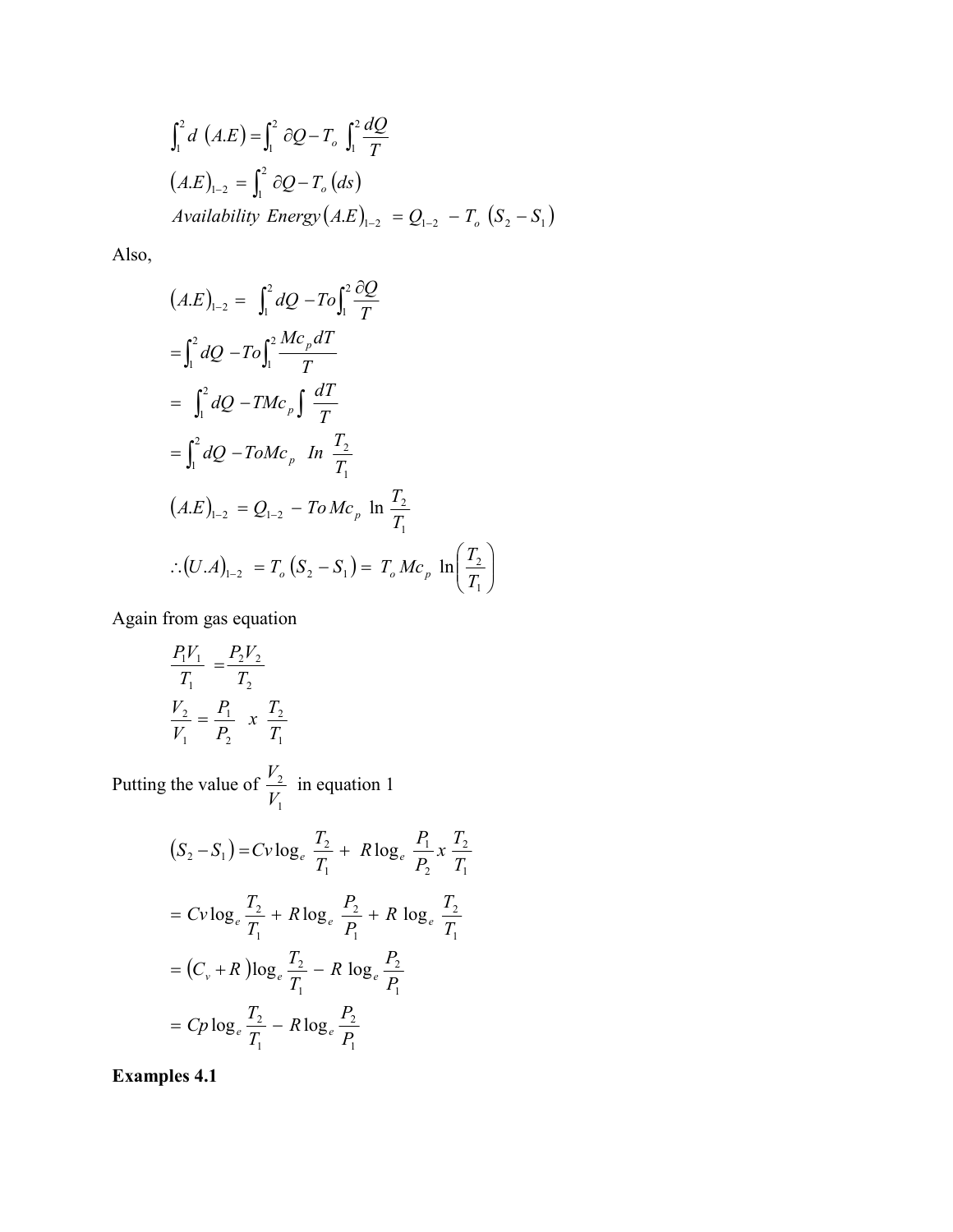$$\int_1^2 d\,(A.E) = \int_1^2 \partial Q - T_o \int_1^2 \frac{dQ}{T}$$

$$(A.E)_{1-2} = \int_1^2 \partial Q - T_o\,(ds)$$

$$Availability\ Energy\,(A.E)_{1-2} = Q_{1-2} - T_o\,(S_2 - S_1)$$

Also,

$$(A.E)_{1-2} = \int_1^2 dQ - To\int_1^2 \frac{\partial Q}{T}$$

$$= \int_1^2 dQ - To\int_1^2 \frac{Mc_p dT}{T}$$

$$= \int_1^2 dQ - TMc_p \int \frac{dT}{T}$$

$$= \int_1^2 dQ - ToMc_p\ \ In\ \frac{T_2}{T_1}$$

$$(A.E)_{1-2} = Q_{1-2} - To\,Mc_p\ \ln\frac{T_2}{T_1}$$

$$\therefore (U.A)_{1-2} = T_o\,(S_2 - S_1) = T_o Mc_p\ \ln\left(\frac{T_2}{T_1}\right)$$

Again from gas equation

$$\frac{P_1V_1}{T_1} = \frac{P_2V_2}{T_2}$$

$$\frac{V_2}{V_1} = \frac{P_1}{P_2}\ x\ \frac{T_2}{T_1}$$

Putting the value of $\frac{V_2}{V_1}$ in equation 1

$$(S_2 - S_1) = Cv\log_e\frac{T_2}{T_1} + R\log_e\frac{P_1}{P_2}x\frac{T_2}{T_1}$$

$$= Cv\log_e\frac{T_2}{T_1} + R\log_e\frac{P_2}{P_1} + R\ \log_e\frac{T_2}{T_1}$$

$$= (C_v + R)\log_e\frac{T_2}{T_1} - R\ \log_e\frac{P_2}{P_1}$$

$$= Cp\log_e\frac{T_2}{T_1} - R\log_e\frac{P_2}{P_1}$$

**Examples 4.1**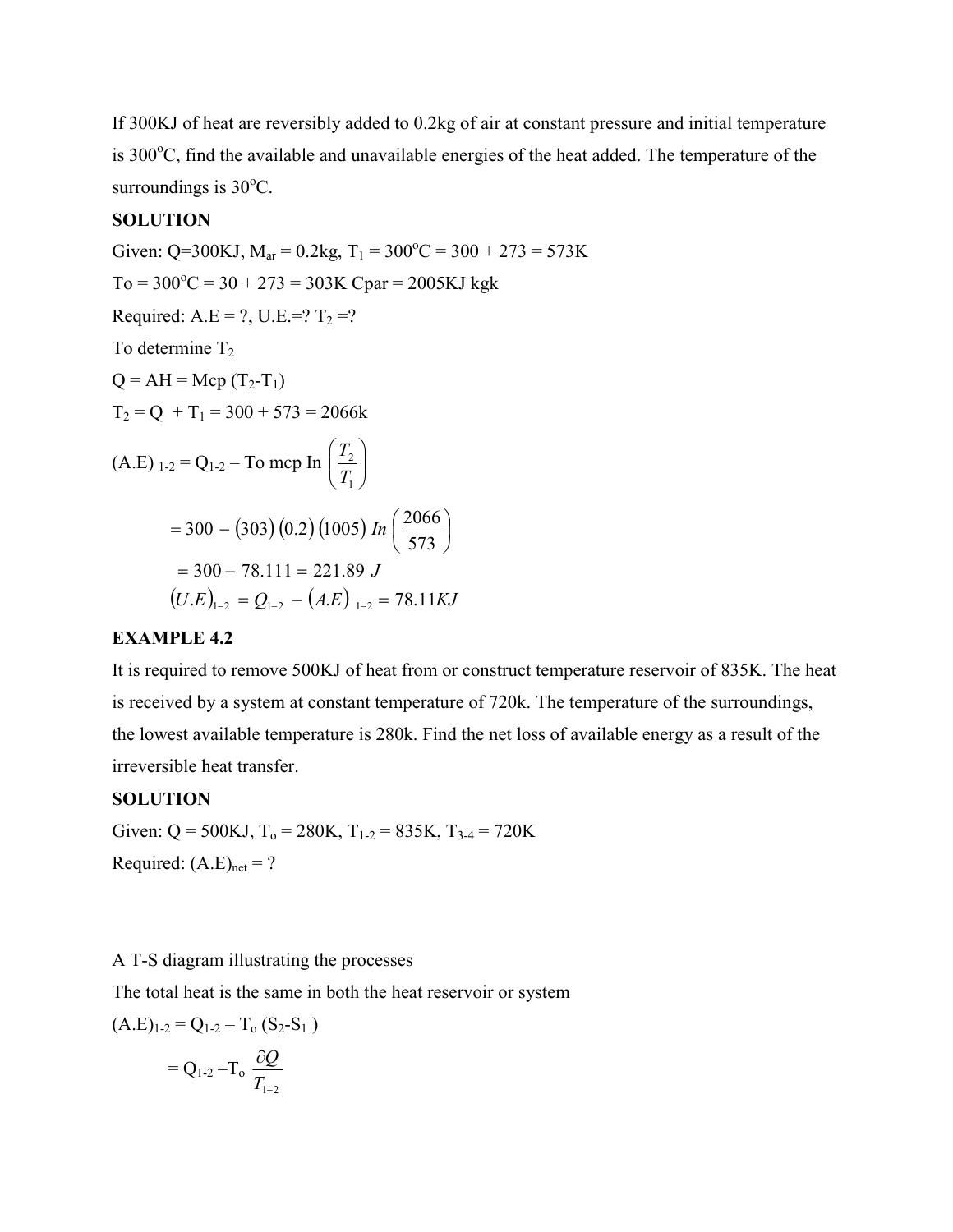If 300KJ of heat are reversibly added to 0.2kg of air at constant pressure and initial temperature is 300°C, find the available and unavailable energies of the heat added. The temperature of the surroundings is 30°C.

**SOLUTION**

Given: Q=300KJ, $M_{ar}$ = 0.2kg, $T_1$ = 300°C = 300 + 273 = 573K

To = 300°C = 30 + 273 = 303K Cpar = 2005KJ kgk

Required: A.E = ?, U.E.=? $T_2$ =?

To determine $T_2$

Q = AH = Mcp ($T_2$-$T_1$)

$T_2$ = Q + $T_1$ = 300 + 573 = 2066k

$$(A.E)_{1\text{-}2} = Q_{1\text{-}2} - \text{To mcp In}\left(\frac{T_2}{T_1}\right)$$

$$= 300 - (303)(0.2)(1005)\ In\left(\frac{2066}{573}\right)$$

$$= 300 - 78.111 = 221.89\ J$$

$$(U.E)_{1-2} = Q_{1-2} - (A.E)_{1-2} = 78.11KJ$$

**EXAMPLE 4.2**

It is required to remove 500KJ of heat from or construct temperature reservoir of 835K. The heat is received by a system at constant temperature of 720k. The temperature of the surroundings, the lowest available temperature is 280k. Find the net loss of available energy as a result of the irreversible heat transfer.

**SOLUTION**

Given: Q = 500KJ, $T_o$ = 280K, $T_{1\text{-}2}$ = 835K, $T_{3\text{-}4}$ = 720K

Required: $(A.E)_{net}$ = ?

A T-S diagram illustrating the processes

The total heat is the same in both the heat reservoir or system

$$(A.E)_{1\text{-}2} = Q_{1\text{-}2} - T_o\ (S_2\text{-}S_1)$$

$$= Q_{1\text{-}2} - T_o\ \frac{\partial Q}{T_{1-2}}$$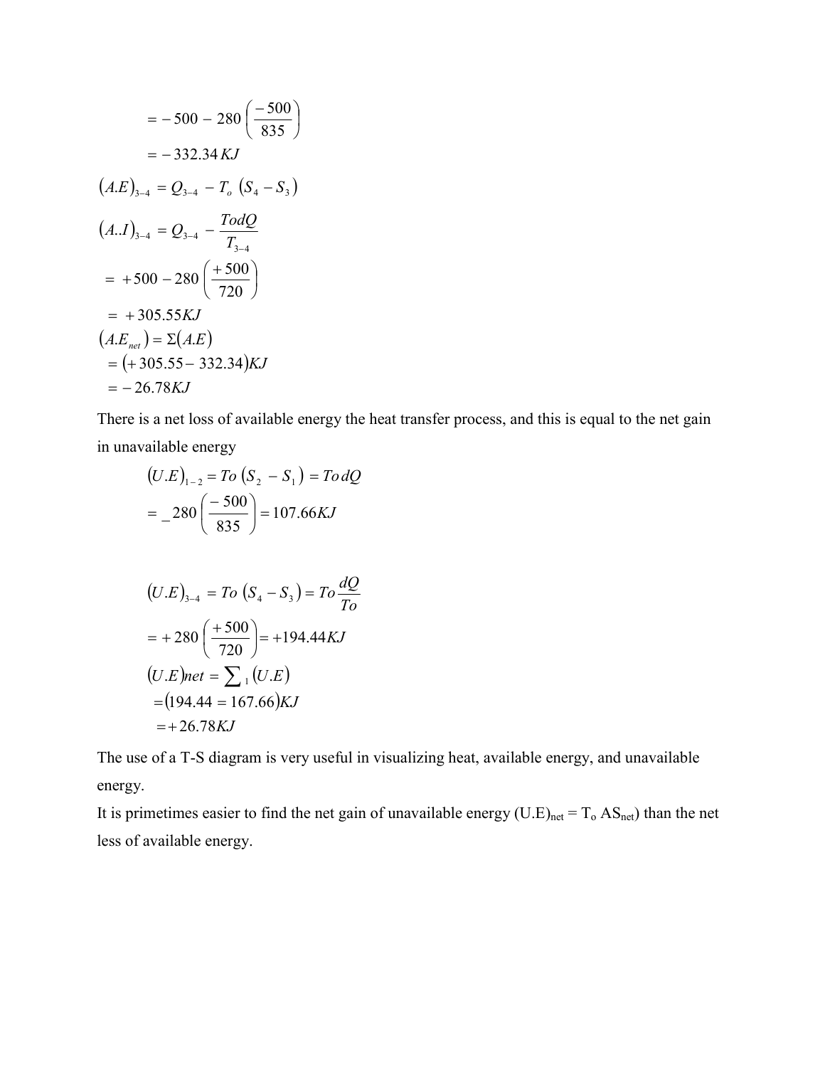$$= -500 - 280\left(\frac{-500}{835}\right)$$

$$= -332.34\,KJ$$

$$(A.E)_{3-4} = Q_{3-4} - T_o\,(S_4 - S_3)$$

$$(A..I)_{3-4} = Q_{3-4} - \frac{TodQ}{T_{3-4}}$$

$$= +500 - 280\left(\frac{+500}{720}\right)$$

$$= +305.55KJ$$

$$(A.E_{net}) = \Sigma(A.E)$$

$$= (+305.55 - 332.34)KJ$$

$$= -26.78KJ$$

There is a net loss of available energy the heat transfer process, and this is equal to the net gain in unavailable energy

$$(U.E)_{1-2} = To\,(S_2 - S_1) = To\,dQ$$

$$= \_280\left(\frac{-500}{835}\right) = 107.66KJ$$

$$(U.E)_{3-4} = To\,(S_4 - S_3) = To\frac{dQ}{To}$$

$$= +280\left(\frac{+500}{720}\right) = +194.44KJ$$

$$(U.E)net = \sum_1 (U.E)$$

$$= (194.44 = 167.66)KJ$$

$$= +26.78KJ$$

The use of a T-S diagram is very useful in visualizing heat, available energy, and unavailable energy.

It is primetimes easier to find the net gain of unavailable energy ($(U.E)_{net} = T_o\,AS_{net}$) than the net less of available energy.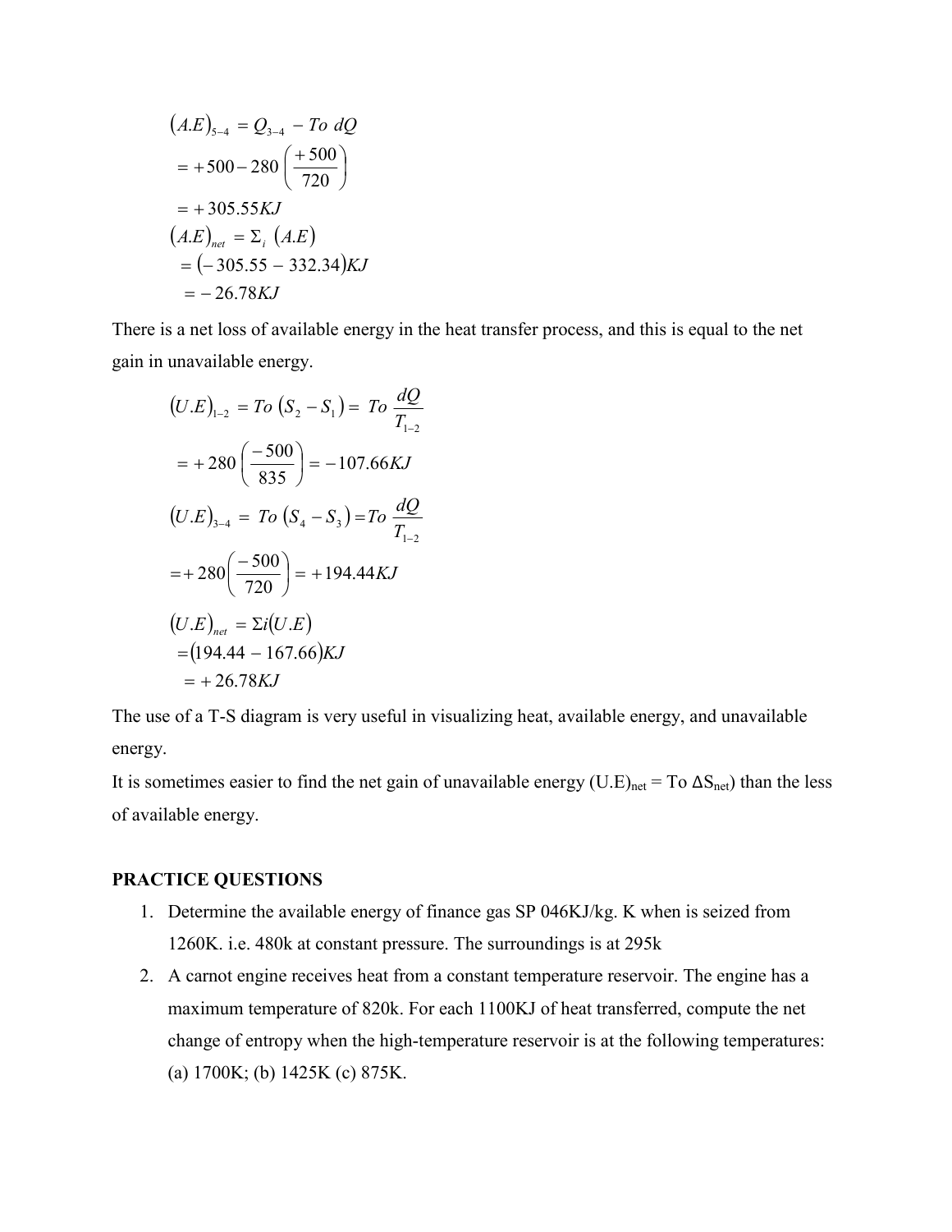$$
\begin{aligned}
(A.E)_{5-4} &= Q_{3-4} - To\ dQ \\
&= +500 - 280\left(\frac{+500}{720}\right) \\
&= +305.55KJ \\
(A.E)_{net} &= \Sigma_i\ (A.E) \\
&= (-305.55 - 332.34)KJ \\
&= -26.78KJ
\end{aligned}
$$

There is a net loss of available energy in the heat transfer process, and this is equal to the net gain in unavailable energy.

$$
\begin{aligned}
(U.E)_{1-2} &= To\ (S_2 - S_1) = To\ \frac{dQ}{T_{1-2}} \\
&= +280\left(\frac{-500}{835}\right) = -107.66KJ \\
(U.E)_{3-4} &= To\ (S_4 - S_3) = To\ \frac{dQ}{T_{1-2}} \\
&= +280\left(\frac{-500}{720}\right) = +194.44KJ \\
(U.E)_{net} &= \Sigma i(U.E) \\
&= (194.44 - 167.66)KJ \\
&= +26.78KJ
\end{aligned}
$$

The use of a T-S diagram is very useful in visualizing heat, available energy, and unavailable energy.

It is sometimes easier to find the net gain of unavailable energy ($(U.E)_{net} = To\ \Delta S_{net}$) than the less of available energy.

**PRACTICE QUESTIONS**

1. Determine the available energy of finance gas SP 046KJ/kg. K when is seized from 1260K. i.e. 480k at constant pressure. The surroundings is at 295k
2. A carnot engine receives heat from a constant temperature reservoir. The engine has a maximum temperature of 820k. For each 1100KJ of heat transferred, compute the net change of entropy when the high-temperature reservoir is at the following temperatures: (a) 1700K; (b) 1425K (c) 875K.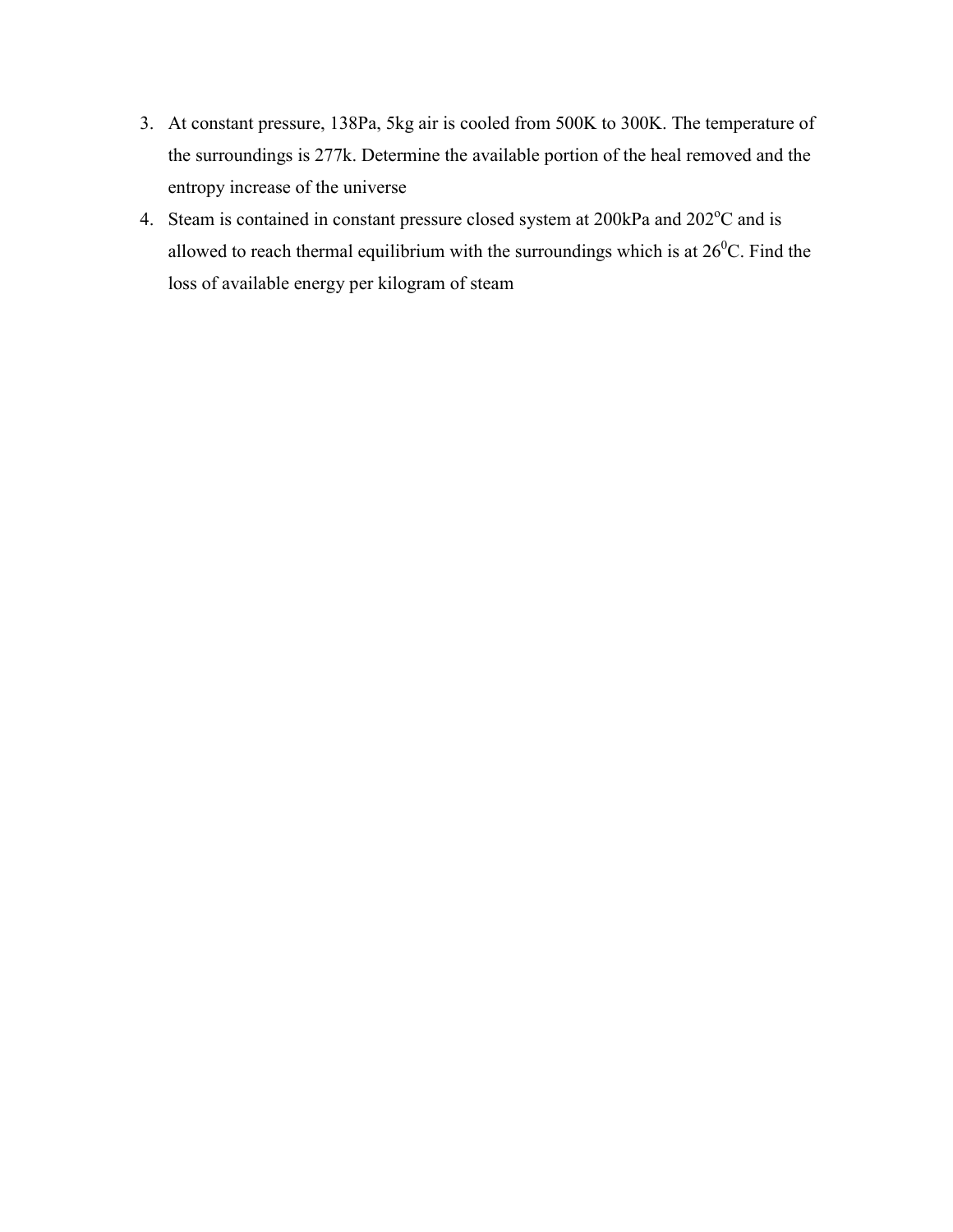3. At constant pressure, 138Pa, 5kg air is cooled from 500K to 300K. The temperature of the surroundings is 277k. Determine the available portion of the heal removed and the entropy increase of the universe
4. Steam is contained in constant pressure closed system at 200kPa and $202^{o}$C and is allowed to reach thermal equilibrium with the surroundings which is at $26^{0}$C. Find the loss of available energy per kilogram of steam